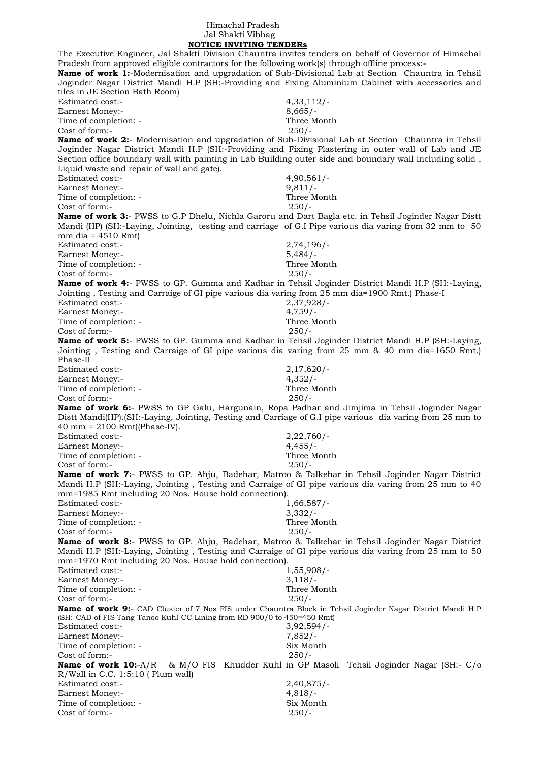Himachal Pradesh
Jal Shakti Vibhag

**NOTICE INVITING TENDERs**

The Executive Engineer, Jal Shakti Division Chauntra invites tenders on behalf of Governor of Himachal Pradesh from approved eligible contractors for the following work(s) through offline process:-

**Name of work 1:**-Modernisation and upgradation of Sub-Divisional Lab at Section Chauntra in Tehsil Joginder Nagar District Mandi H.P (SH:-Providing and Fixing Aluminium Cabinet with accessories and tiles in JE Section Bath Room)

Estimated cost:- 4,33,112/-
Earnest Money:- 8,665/-
Time of completion: - Three Month
Cost of form:- 250/-

**Name of work 2:**- Modernisation and upgradation of Sub-Divisional Lab at Section Chauntra in Tehsil Joginder Nagar District Mandi H.P (SH:-Providing and Fixing Plastering in outer wall of Lab and JE Section office boundary wall with painting in Lab Building outer side and boundary wall including solid , Liquid waste and repair of wall and gate).

Estimated cost:- 4,90,561/-
Earnest Money:- 9,811/-
Time of completion: - Three Month
Cost of form:- 250/-

**Name of work 3:**- PWSS to G.P Dhelu, Nichla Garoru and Dart Bagla etc. in Tehsil Joginder Nagar Distt Mandi (HP) (SH:-Laying, Jointing, testing and carriage of G.I Pipe various dia varing from 32 mm to 50 mm dia = 4510 Rmt)

Estimated cost:- 2,74,196/-
Earnest Money:- 5,484/-
Time of completion: - Three Month
Cost of form:- 250/-

**Name of work 4:**- PWSS to GP. Gumma and Kadhar in Tehsil Joginder District Mandi H.P (SH:-Laying, Jointing , Testing and Carraige of GI pipe various dia varing from 25 mm dia=1900 Rmt.) Phase-I

Estimated cost:- 2,37,928/-
Earnest Money:- 4,759/-
Time of completion: - Three Month
Cost of form:- 250/-

**Name of work 5:**- PWSS to GP. Gumma and Kadhar in Tehsil Joginder District Mandi H.P (SH:-Laying, Jointing , Testing and Carraige of GI pipe various dia varing from 25 mm & 40 mm dia=1650 Rmt.) Phase-II

Estimated cost:- 2,17,620/-
Earnest Money:- 4,352/-
Time of completion: - Three Month
Cost of form:- 250/-

**Name of work 6:**- PWSS to GP Galu, Hargunain, Ropa Padhar and Jimjima in Tehsil Joginder Nagar Distt Mandi(HP).(SH:-Laying, Jointing, Testing and Carriage of G.I pipe various dia varing from 25 mm to 40 mm = 2100 Rmt)(Phase-IV).

Estimated cost:- 2,22,760/-
Earnest Money:- 4,455/-
Time of completion: - Three Month
Cost of form:- 250/-

**Name of work 7:**- PWSS to GP. Ahju, Badehar, Matroo & Talkehar in Tehsil Joginder Nagar District Mandi H.P (SH:-Laying, Jointing , Testing and Carraige of GI pipe various dia varing from 25 mm to 40 mm=1985 Rmt including 20 Nos. House hold connection).

Estimated cost:- 1,66,587/-
Earnest Money:- 3,332/-
Time of completion: - Three Month
Cost of form:- 250/-

**Name of work 8:**- PWSS to GP. Ahju, Badehar, Matroo & Talkehar in Tehsil Joginder Nagar District Mandi H.P (SH:-Laying, Jointing , Testing and Carraige of GI pipe various dia varing from 25 mm to 50 mm=1970 Rmt including 20 Nos. House hold connection).

Estimated cost:- 1,55,908/-
Earnest Money:- 3,118/-
Time of completion: - Three Month
Cost of form:- 250/-

**Name of work 9:**- CAD Cluster of 7 Nos FIS under Chauntra Block in Tehsil Joginder Nagar District Mandi H.P (SH:-CAD of FIS Tang-Tanoo Kuhl-CC Lining from RD 900/0 to 450=450 Rmt)

Estimated cost:- 3,92,594/-
Earnest Money:- 7,852/-
Time of completion: - Six Month
Cost of form:- 250/-

**Name of work 10:**-A/R & M/O FIS Khudder Kuhl in GP Masoli Tehsil Joginder Nagar (SH:- C/o R/Wall in C.C. 1:5:10 ( Plum wall)

Estimated cost:- 2,40,875/-
Earnest Money:- 4,818/-
Time of completion: - Six Month
Cost of form:- 250/-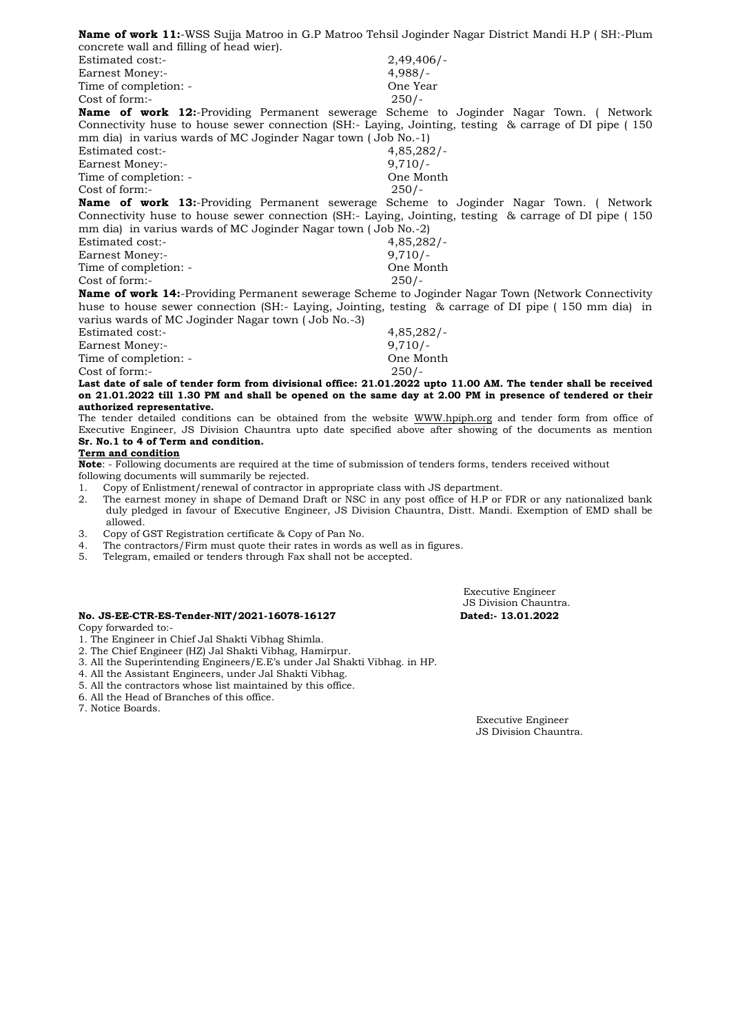**Name of work 11:**-WSS Sujja Matroo in G.P Matroo Tehsil Joginder Nagar District Mandi H.P ( SH:-Plum concrete wall and filling of head wier).

Estimated cost:- 2,49,406/-
Earnest Money:- 4,988/-
Time of completion: - One Year
Cost of form:- 250/-

**Name of work 12:**-Providing Permanent sewerage Scheme to Joginder Nagar Town. ( Network Connectivity huse to house sewer connection (SH:- Laying, Jointing, testing & carrage of DI pipe ( 150 mm dia) in varius wards of MC Joginder Nagar town ( Job No.-1)

Estimated cost:- 4,85,282/-
Earnest Money:- 9,710/-
Time of completion: - One Month
Cost of form:- 250/-

**Name of work 13:**-Providing Permanent sewerage Scheme to Joginder Nagar Town. ( Network Connectivity huse to house sewer connection (SH:- Laying, Jointing, testing & carrage of DI pipe ( 150 mm dia) in varius wards of MC Joginder Nagar town ( Job No.-2)

Estimated cost:- 4,85,282/-
Earnest Money:- 9,710/-
Time of completion: - One Month
Cost of form:- 250/-

**Name of work 14:**-Providing Permanent sewerage Scheme to Joginder Nagar Town (Network Connectivity huse to house sewer connection (SH:- Laying, Jointing, testing & carrage of DI pipe ( 150 mm dia) in varius wards of MC Joginder Nagar town ( Job No.-3)

Estimated cost:- 4,85,282/-
Earnest Money:- 9,710/-
Time of completion: - One Month
Cost of form:- 250/-

**Last date of sale of tender form from divisional office: 21.01.2022 upto 11.00 AM. The tender shall be received on 21.01.2022 till 1.30 PM and shall be opened on the same day at 2.00 PM in presence of tendered or their authorized representative.**

The tender detailed conditions can be obtained from the website WWW.hpiph.org and tender form from office of Executive Engineer, JS Division Chauntra upto date specified above after showing of the documents as mention **Sr. No.1 to 4 of Term and condition.**

**Term and condition**

**Note**: - Following documents are required at the time of submission of tenders forms, tenders received without following documents will summarily be rejected.

1. Copy of Enlistment/renewal of contractor in appropriate class with JS department.
2. The earnest money in shape of Demand Draft or NSC in any post office of H.P or FDR or any nationalized bank duly pledged in favour of Executive Engineer, JS Division Chauntra, Distt. Mandi. Exemption of EMD shall be allowed.
3. Copy of GST Registration certificate & Copy of Pan No.
4. The contractors/Firm must quote their rates in words as well as in figures.
5. Telegram, emailed or tenders through Fax shall not be accepted.

Executive Engineer
JS Division Chauntra.

**No. JS-EE-CTR-ES-Tender-NIT/2021-16078-16127** **Dated:- 13.01.2022**

Copy forwarded to:-

1. The Engineer in Chief Jal Shakti Vibhag Shimla.
2. The Chief Engineer (HZ) Jal Shakti Vibhag, Hamirpur.
3. All the Superintending Engineers/E.E's under Jal Shakti Vibhag. in HP.
4. All the Assistant Engineers, under Jal Shakti Vibhag.
5. All the contractors whose list maintained by this office.
6. All the Head of Branches of this office.
7. Notice Boards.

Executive Engineer
JS Division Chauntra.